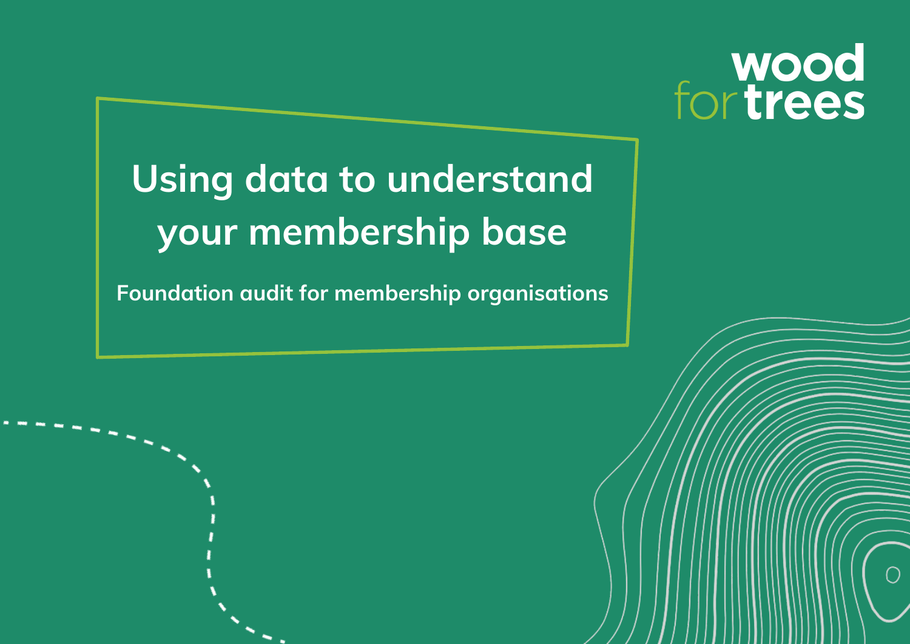wood for trees

# Using data to understand your membership base

**Foundation audit for membership organisations**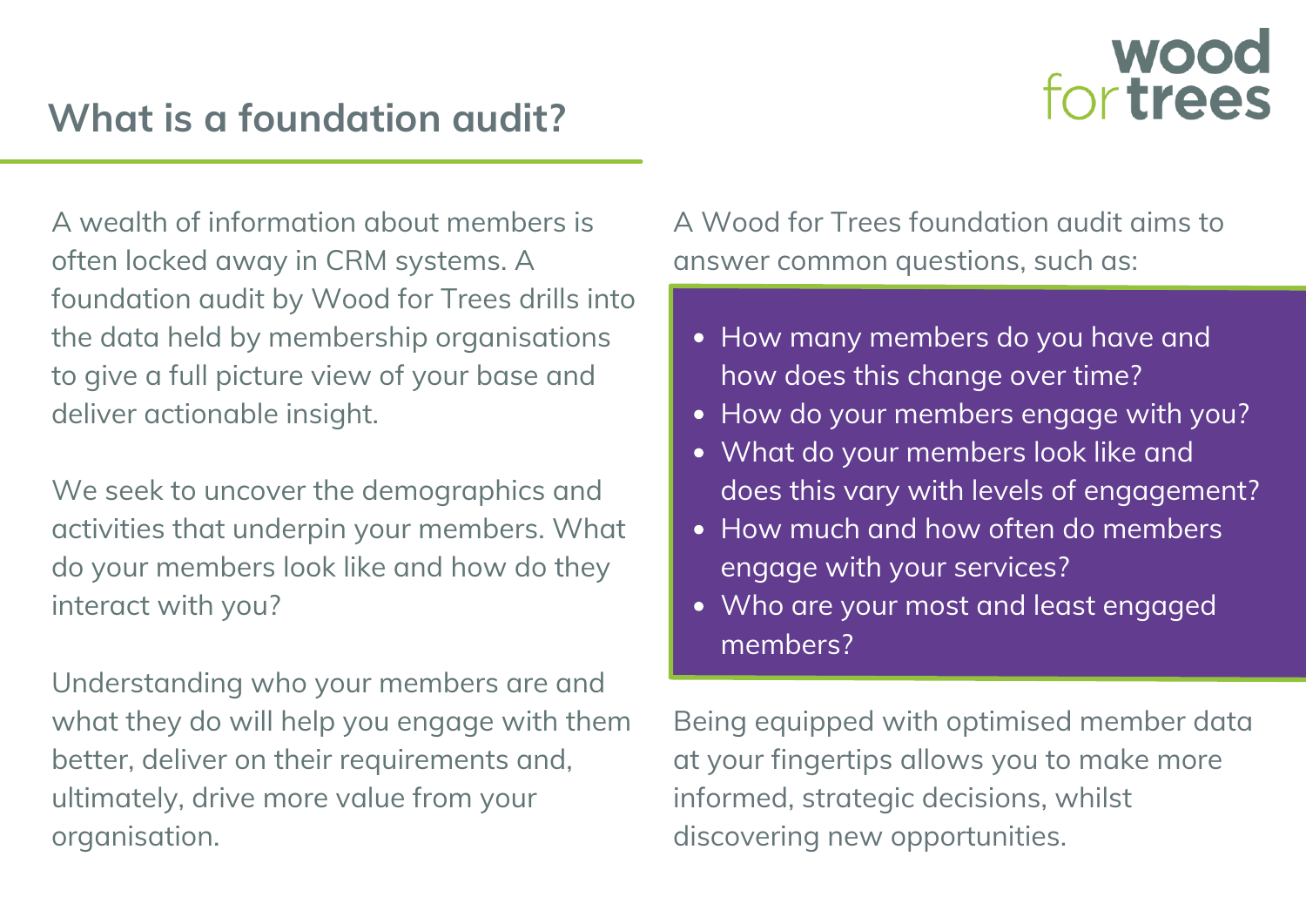# What is a foundation audit?

A wealth of information about members is often locked away in CRM systems. A foundation audit by Wood for Trees drills into the data held by membership organisations to give a full picture view of your base and deliver actionable insight.

We seek to uncover the demographics and activities that underpin your members. What do your members look like and how do they interact with you?

Understanding who your members are and what they do will help you engage with them better, deliver on their requirements and, ultimately, drive more value from your organisation.

A Wood for Trees foundation audit aims to answer common questions, such as:

- How many members do you have and how does this change over time?
- How do your members engage with you?
- What do your members look like and does this vary with levels of engagement?
- How much and how often do members engage with your services?
- Who are your most and least engaged members?

Being equipped with optimised member data at your fingertips allows you to make more informed, strategic decisions, whilst discovering new opportunities.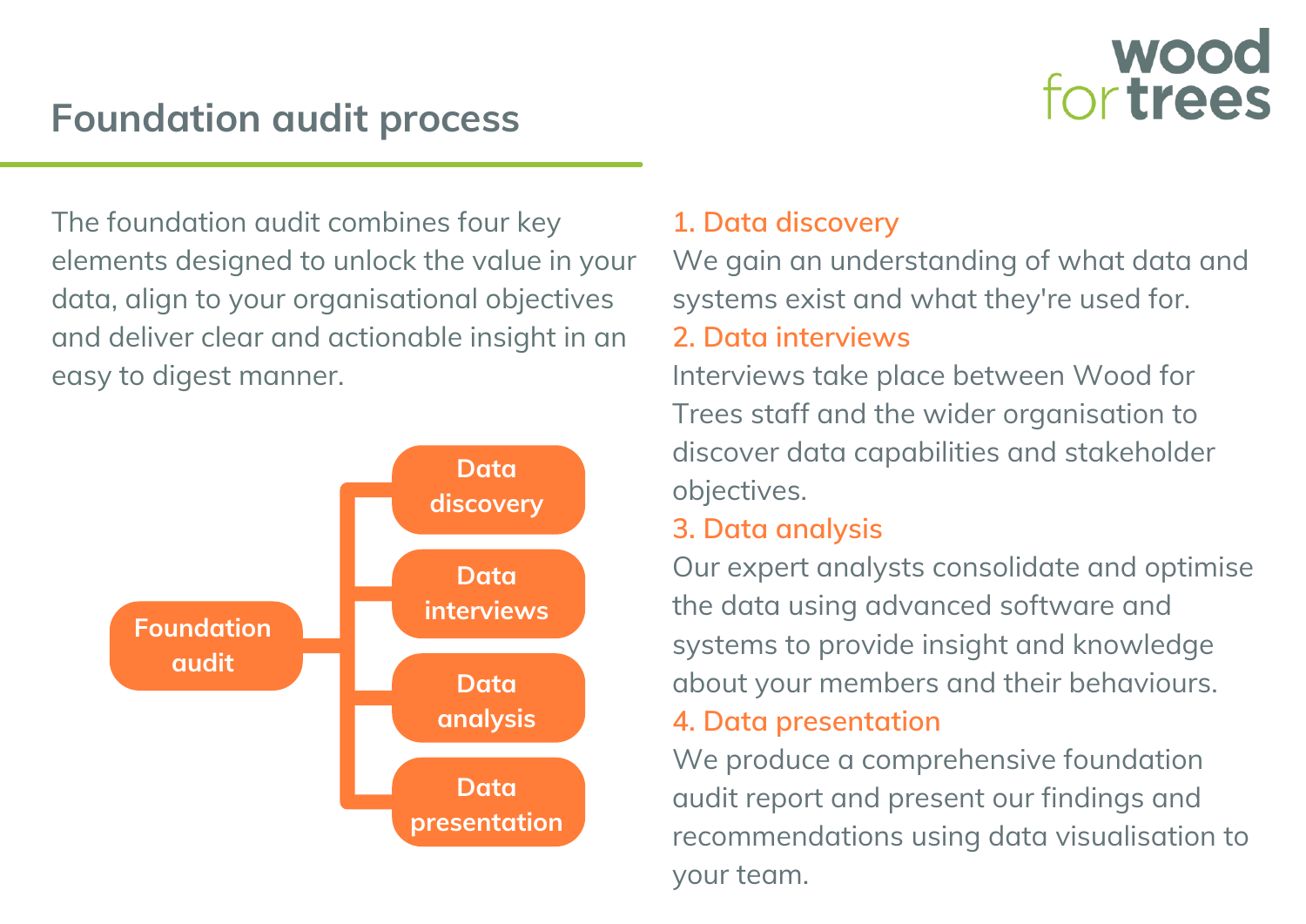# Foundation audit process

The foundation audit combines four key elements designed to unlock the value in your data, align to your organisational objectives and deliver clear and actionable insight in an easy to digest manner.

- Foundation audit
  - Data discovery
  - Data interviews
  - Data analysis
  - Data presentation

### 1. Data discovery

We gain an understanding of what data and systems exist and what they're used for.

### 2. Data interviews

Interviews take place between Wood for Trees staff and the wider organisation to discover data capabilities and stakeholder objectives.

### 3. Data analysis

Our expert analysts consolidate and optimise the data using advanced software and systems to provide insight and knowledge about your members and their behaviours.

### 4. Data presentation

We produce a comprehensive foundation audit report and present our findings and recommendations using data visualisation to your team.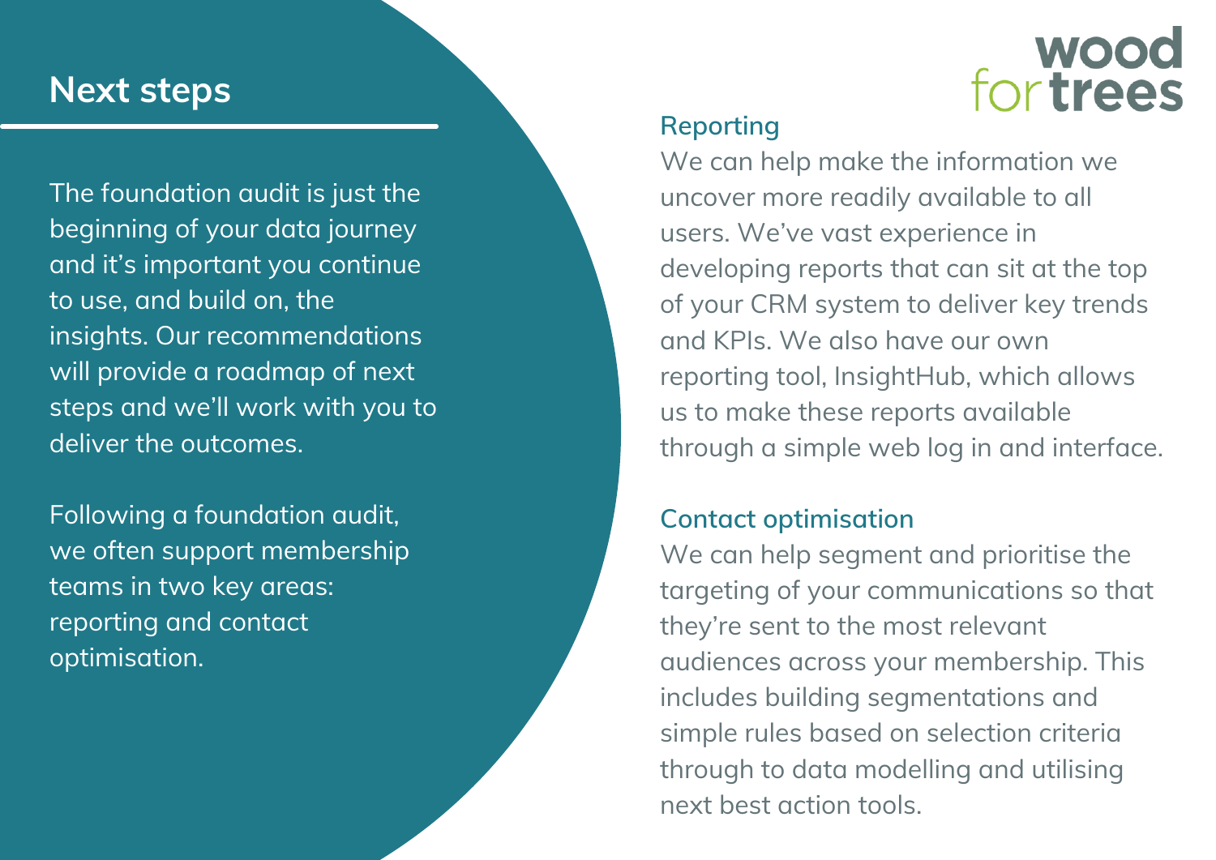## Next steps

The foundation audit is just the beginning of your data journey and it's important you continue to use, and build on, the insights. Our recommendations will provide a roadmap of next steps and we'll work with you to deliver the outcomes.

Following a foundation audit, we often support membership teams in two key areas: reporting and contact optimisation.

### Reporting

We can help make the information we uncover more readily available to all users. We've vast experience in developing reports that can sit at the top of your CRM system to deliver key trends and KPIs. We also have our own reporting tool, InsightHub, which allows us to make these reports available through a simple web log in and interface.

### Contact optimisation

We can help segment and prioritise the targeting of your communications so that they're sent to the most relevant audiences across your membership. This includes building segmentations and simple rules based on selection criteria through to data modelling and utilising next best action tools.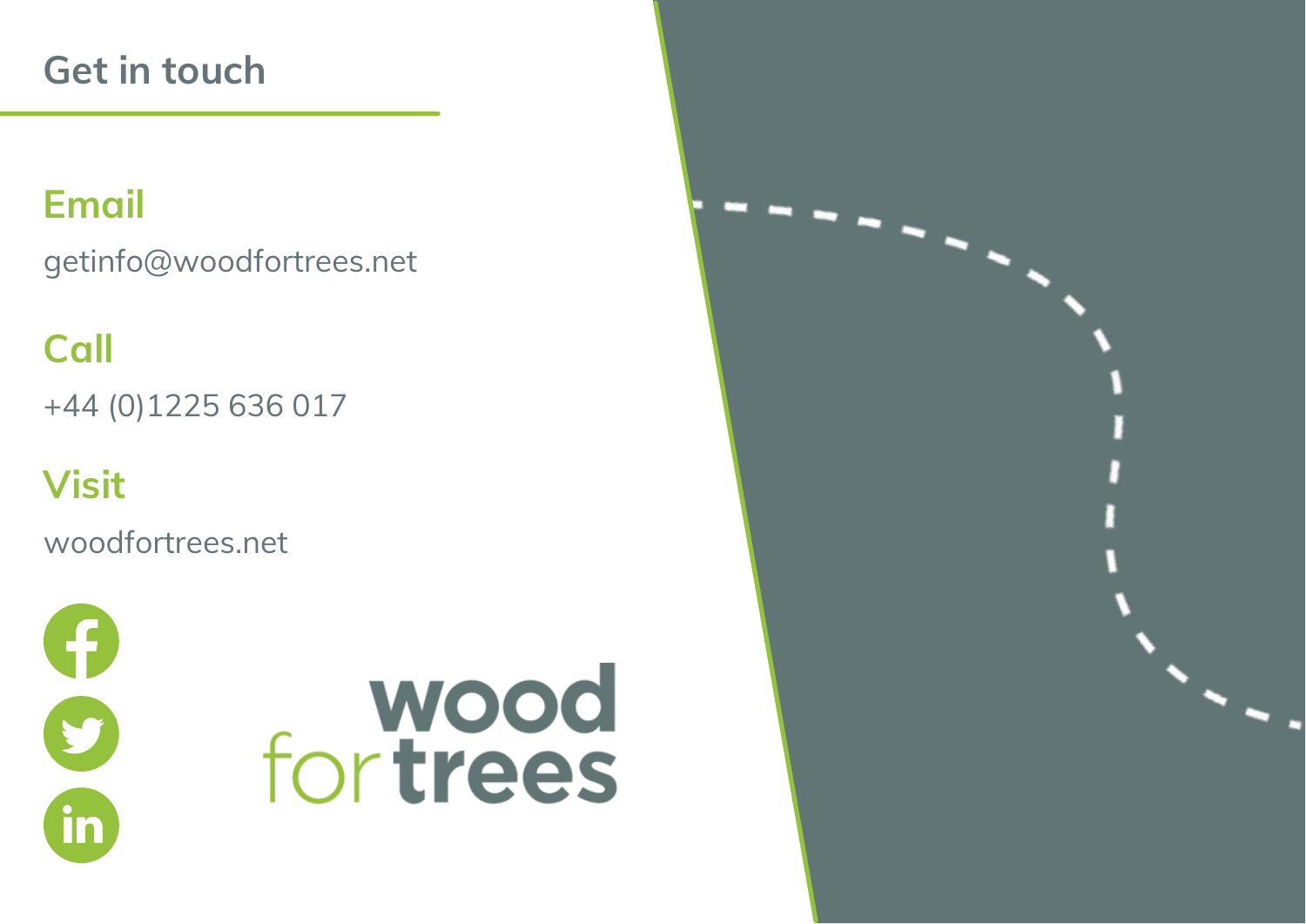## Get in touch

### Email

getinfo@woodfortrees.net

### Call

+44 (0)1225 636 017

### Visit

woodfortrees.net

wood for trees